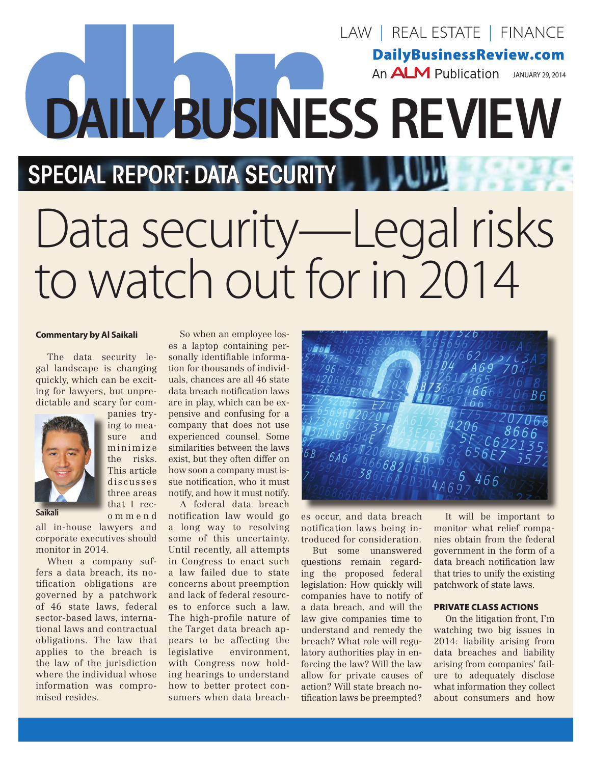LAW | REAL ESTATE | FINANCE

DailyBusinessReview.com

An ALM Publication JANUARY 29, 2014

# DAILY BUSINESS REVIEW

## SPECIAL REPORT: DATA SECURITY

# Data security—Legal risks to watch out for in 2014

**Commentary by Al Saikali**

The data security legal landscape is changing quickly, which can be exciting for lawyers, but unpredictable and scary for companies trying to measure and minimize the risks. This article discusses three areas that I recommend all in-house lawyers and corporate executives should monitor in 2014.

Saikali

When a company suffers a data breach, its notification obligations are governed by a patchwork of 46 state laws, federal sector-based laws, international laws and contractual obligations. The law that applies to the breach is the law of the jurisdiction where the individual whose information was compromised resides.

So when an employee loses a laptop containing personally identifiable information for thousands of individuals, chances are all 46 state data breach notification laws are in play, which can be expensive and confusing for a company that does not use experienced counsel. Some similarities between the laws exist, but they often differ on how soon a company must issue notification, who it must notify, and how it must notify.

A federal data breach notification law would go a long way to resolving some of this uncertainty. Until recently, all attempts in Congress to enact such a law failed due to state concerns about preemption and lack of federal resources to enforce such a law. The high-profile nature of the Target data breach appears to be affecting the legislative environment, with Congress now holding hearings to understand how to better protect consumers when data breaches occur, and data breach notification laws being introduced for consideration.

But some unanswered questions remain regarding the proposed federal legislation: How quickly will companies have to notify of a data breach, and will the law give companies time to understand and remedy the breach? What role will regulatory authorities play in enforcing the law? Will the law allow for private causes of action? Will state breach notification laws be preempted?

It will be important to monitor what relief companies obtain from the federal government in the form of a data breach notification law that tries to unify the existing patchwork of state laws.

### PRIVATE CLASS ACTIONS

On the litigation front, I'm watching two big issues in 2014: liability arising from data breaches and liability arising from companies' failure to adequately disclose what information they collect about consumers and how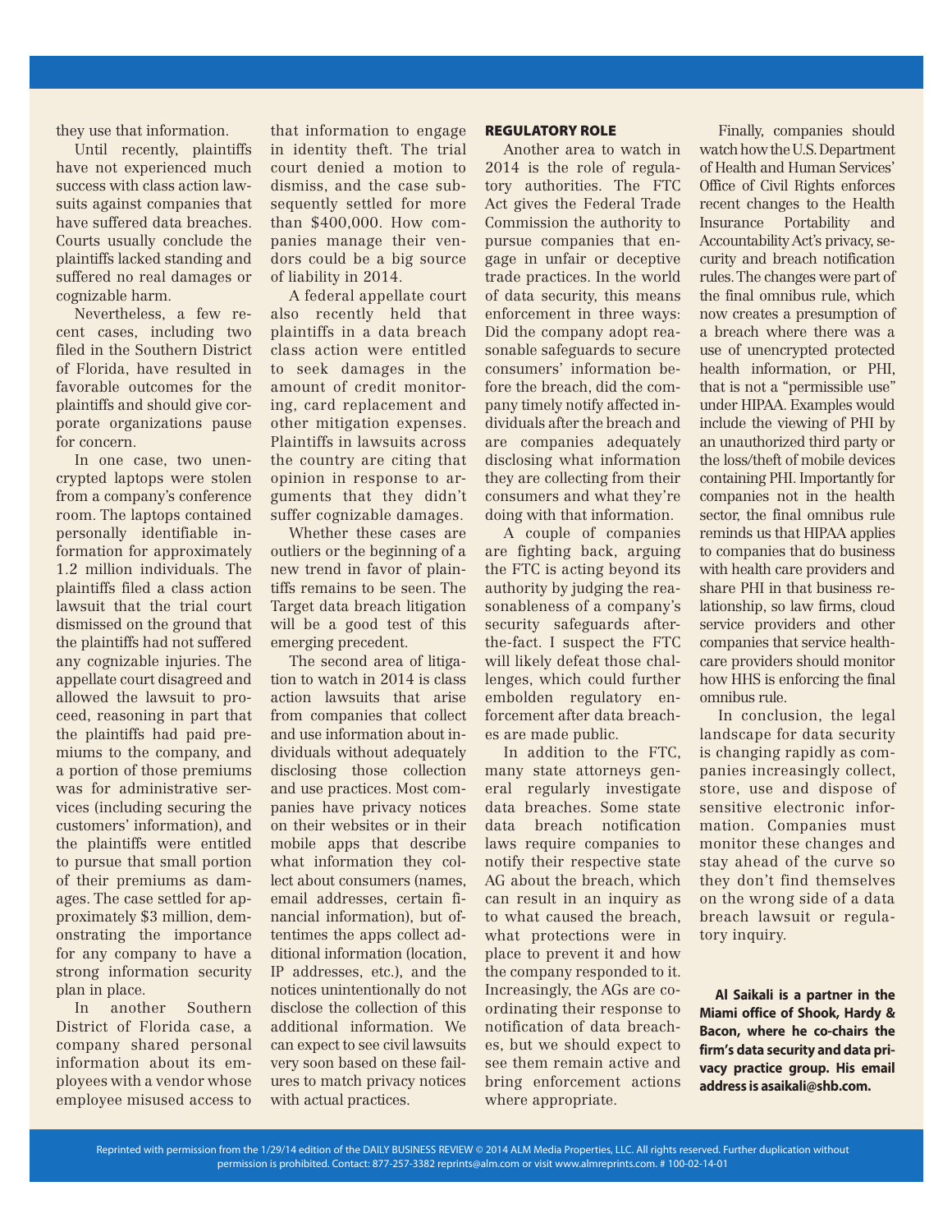they use that information.

Until recently, plaintiffs have not experienced much success with class action lawsuits against companies that have suffered data breaches. Courts usually conclude the plaintiffs lacked standing and suffered no real damages or cognizable harm.

Nevertheless, a few recent cases, including two filed in the Southern District of Florida, have resulted in favorable outcomes for the plaintiffs and should give corporate organizations pause for concern.

In one case, two unencrypted laptops were stolen from a company's conference room. The laptops contained personally identifiable information for approximately 1.2 million individuals. The plaintiffs filed a class action lawsuit that the trial court dismissed on the ground that the plaintiffs had not suffered any cognizable injuries. The appellate court disagreed and allowed the lawsuit to proceed, reasoning in part that the plaintiffs had paid premiums to the company, and a portion of those premiums was for administrative services (including securing the customers' information), and the plaintiffs were entitled to pursue that small portion of their premiums as damages. The case settled for approximately $3 million, demonstrating the importance for any company to have a strong information security plan in place.

In another Southern District of Florida case, a company shared personal information about its employees with a vendor whose employee misused access to that information to engage in identity theft. The trial court denied a motion to dismiss, and the case subsequently settled for more than $400,000. How companies manage their vendors could be a big source of liability in 2014.

A federal appellate court also recently held that plaintiffs in a data breach class action were entitled to seek damages in the amount of credit monitoring, card replacement and other mitigation expenses. Plaintiffs in lawsuits across the country are citing that opinion in response to arguments that they didn't suffer cognizable damages.

Whether these cases are outliers or the beginning of a new trend in favor of plaintiffs remains to be seen. The Target data breach litigation will be a good test of this emerging precedent.

The second area of litigation to watch in 2014 is class action lawsuits that arise from companies that collect and use information about individuals without adequately disclosing those collection and use practices. Most companies have privacy notices on their websites or in their mobile apps that describe what information they collect about consumers (names, email addresses, certain financial information), but oftentimes the apps collect additional information (location, IP addresses, etc.), and the notices unintentionally do not disclose the collection of this additional information. We can expect to see civil lawsuits very soon based on these failures to match privacy notices with actual practices.

## REGULATORY ROLE

Another area to watch in 2014 is the role of regulatory authorities. The FTC Act gives the Federal Trade Commission the authority to pursue companies that engage in unfair or deceptive trade practices. In the world of data security, this means enforcement in three ways: Did the company adopt reasonable safeguards to secure consumers' information before the breach, did the company timely notify affected individuals after the breach and are companies adequately disclosing what information they are collecting from their consumers and what they're doing with that information.

A couple of companies are fighting back, arguing the FTC is acting beyond its authority by judging the reasonableness of a company's security safeguards after-the-fact. I suspect the FTC will likely defeat those challenges, which could further embolden regulatory enforcement after data breaches are made public.

In addition to the FTC, many state attorneys general regularly investigate data breaches. Some state data breach notification laws require companies to notify their respective state AG about the breach, which can result in an inquiry as to what caused the breach, what protections were in place to prevent it and how the company responded to it. Increasingly, the AGs are coordinating their response to notification of data breaches, but we should expect to see them remain active and bring enforcement actions where appropriate.

Finally, companies should watch how the U.S. Department of Health and Human Services' Office of Civil Rights enforces recent changes to the Health Insurance Portability and Accountability Act's privacy, security and breach notification rules. The changes were part of the final omnibus rule, which now creates a presumption of a breach where there was a use of unencrypted protected health information, or PHI, that is not a "permissible use" under HIPAA. Examples would include the viewing of PHI by an unauthorized third party or the loss/theft of mobile devices containing PHI. Importantly for companies not in the health sector, the final omnibus rule reminds us that HIPAA applies to companies that do business with health care providers and share PHI in that business relationship, so law firms, cloud service providers and other companies that service healthcare providers should monitor how HHS is enforcing the final omnibus rule.

In conclusion, the legal landscape for data security is changing rapidly as companies increasingly collect, store, use and dispose of sensitive electronic information. Companies must monitor these changes and stay ahead of the curve so they don't find themselves on the wrong side of a data breach lawsuit or regulatory inquiry.

**Al Saikali is a partner in the Miami office of Shook, Hardy & Bacon, where he co-chairs the firm's data security and data privacy practice group. His email address is asaikali@shb.com.**

Reprinted with permission from the 1/29/14 edition of the DAILY BUSINESS REVIEW © 2014 ALM Media Properties, LLC. All rights reserved. Further duplication without permission is prohibited. Contact: 877-257-3382 reprints@alm.com or visit www.almreprints.com. # 100-02-14-01